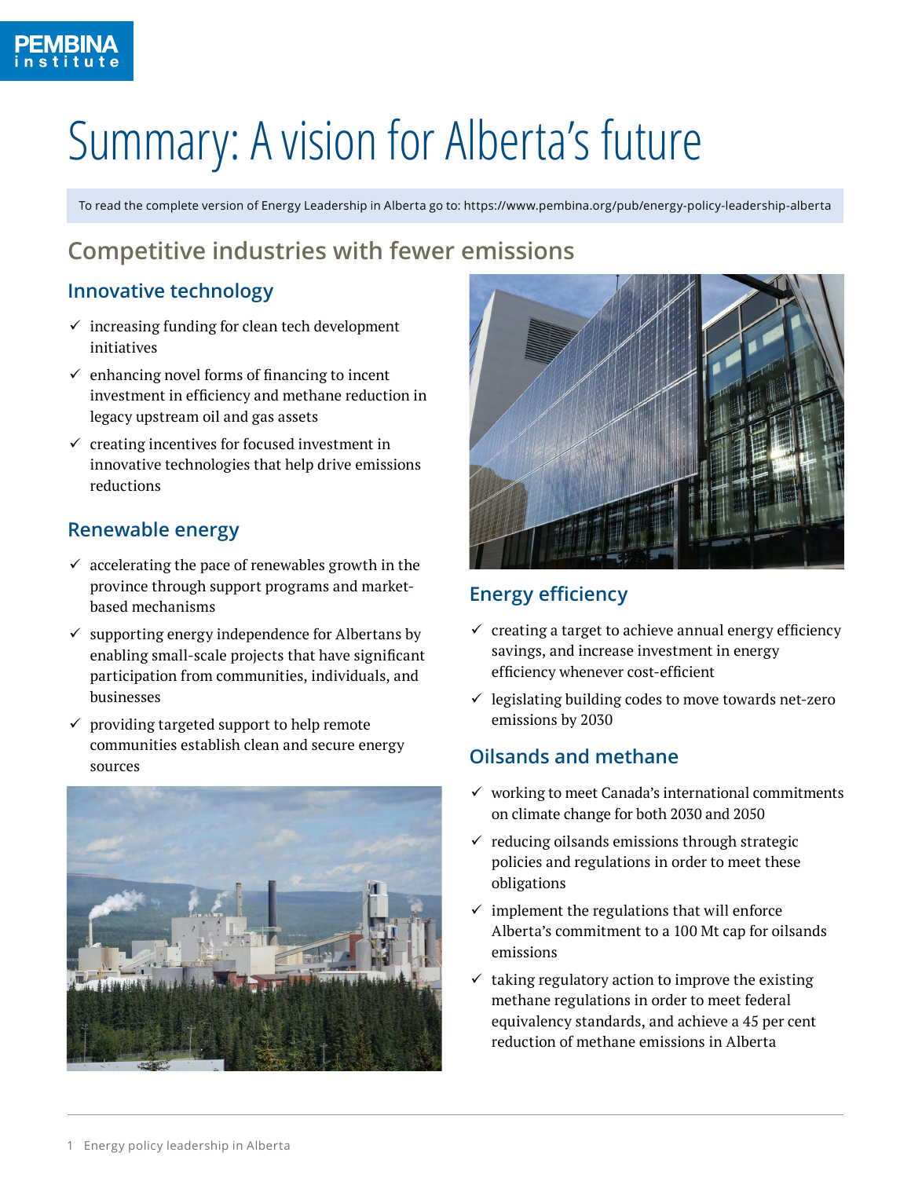PEMBINA institute

# Summary: A vision for Alberta's future

To read the complete version of Energy Leadership in Alberta go to: https://www.pembina.org/pub/energy-policy-leadership-alberta

## Competitive industries with fewer emissions

### Innovative technology

- ✓ increasing funding for clean tech development initiatives
- ✓ enhancing novel forms of financing to incent investment in efficiency and methane reduction in legacy upstream oil and gas assets
- ✓ creating incentives for focused investment in innovative technologies that help drive emissions reductions

### Renewable energy

- ✓ accelerating the pace of renewables growth in the province through support programs and market-based mechanisms
- ✓ supporting energy independence for Albertans by enabling small-scale projects that have significant participation from communities, individuals, and businesses
- ✓ providing targeted support to help remote communities establish clean and secure energy sources

### Energy efficiency

- ✓ creating a target to achieve annual energy efficiency savings, and increase investment in energy efficiency whenever cost-efficient
- ✓ legislating building codes to move towards net-zero emissions by 2030

### Oilsands and methane

- ✓ working to meet Canada's international commitments on climate change for both 2030 and 2050
- ✓ reducing oilsands emissions through strategic policies and regulations in order to meet these obligations
- ✓ implement the regulations that will enforce Alberta's commitment to a 100 Mt cap for oilsands emissions
- ✓ taking regulatory action to improve the existing methane regulations in order to meet federal equivalency standards, and achieve a 45 per cent reduction of methane emissions in Alberta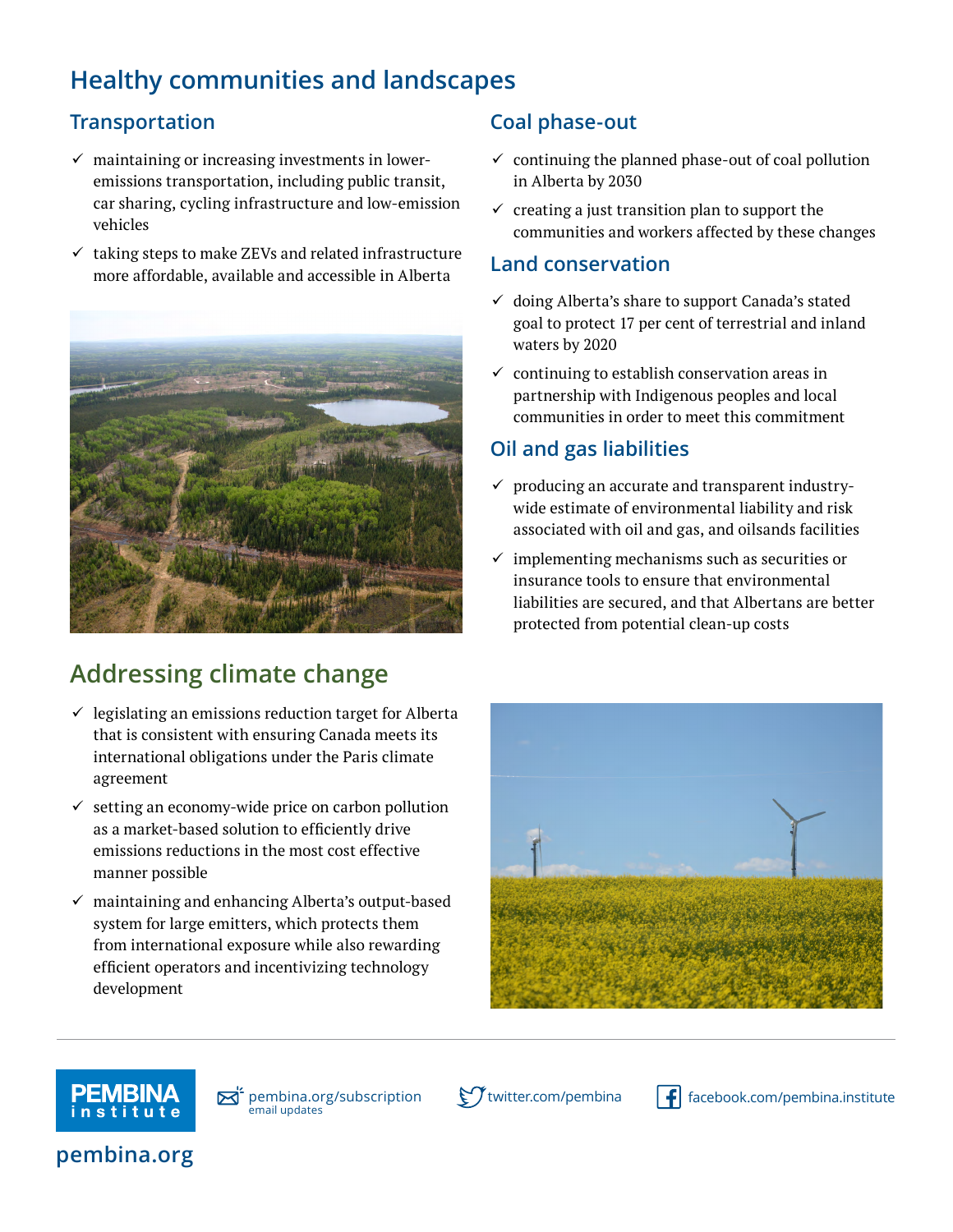# Healthy communities and landscapes

## Transportation

- ✓ maintaining or increasing investments in lower-emissions transportation, including public transit, car sharing, cycling infrastructure and low-emission vehicles
- ✓ taking steps to make ZEVs and related infrastructure more affordable, available and accessible in Alberta

## Coal phase-out

- ✓ continuing the planned phase-out of coal pollution in Alberta by 2030
- ✓ creating a just transition plan to support the communities and workers affected by these changes

## Land conservation

- ✓ doing Alberta's share to support Canada's stated goal to protect 17 per cent of terrestrial and inland waters by 2020
- ✓ continuing to establish conservation areas in partnership with Indigenous peoples and local communities in order to meet this commitment

## Oil and gas liabilities

- ✓ producing an accurate and transparent industry-wide estimate of environmental liability and risk associated with oil and gas, and oilsands facilities
- ✓ implementing mechanisms such as securities or insurance tools to ensure that environmental liabilities are secured, and that Albertans are better protected from potential clean-up costs

# Addressing climate change

- ✓ legislating an emissions reduction target for Alberta that is consistent with ensuring Canada meets its international obligations under the Paris climate agreement
- ✓ setting an economy-wide price on carbon pollution as a market-based solution to efficiently drive emissions reductions in the most cost effective manner possible
- ✓ maintaining and enhancing Alberta's output-based system for large emitters, which protects them from international exposure while also rewarding efficient operators and incentivizing technology development

PEMBINA institute

pembina.org

pembina.org/subscription
email updates

twitter.com/pembina

facebook.com/pembina.institute